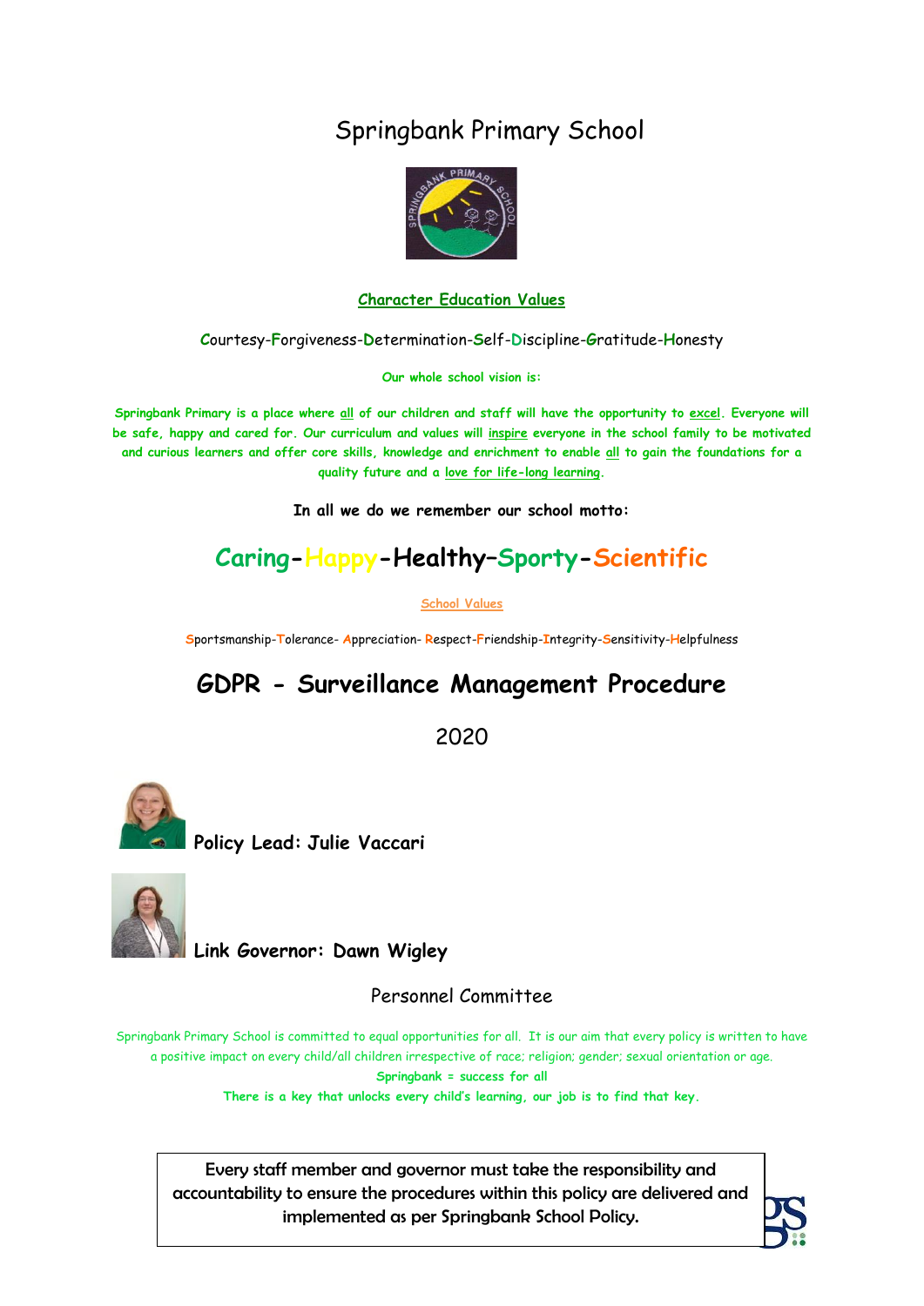# Springbank Primary School

**Character Education Values**

Courtesy-Forgiveness-Determination-Self-Discipline-Gratitude-Honesty

**Our whole school vision is:**

**Springbank Primary is a place where all of our children and staff will have the opportunity to excel. Everyone will be safe, happy and cared for. Our curriculum and values will inspire everyone in the school family to be motivated and curious learners and offer core skills, knowledge and enrichment to enable all to gain the foundations for a quality future and a love for life-long learning.**

**In all we do we remember our school motto:**

## Caring-Happy-Healthy–Sporty-Scientific

**School Values**

Sportsmanship-Tolerance- Appreciation- Respect-Friendship-Integrity-Sensitivity-Helpfulness

# GDPR - Surveillance Management Procedure

2020

**Policy Lead: Julie Vaccari**

**Link Governor: Dawn Wigley**

Personnel Committee

Springbank Primary School is committed to equal opportunities for all. It is our aim that every policy is written to have a positive impact on every child/all children irrespective of race; religion; gender; sexual orientation or age.

**Springbank = success for all**

**There is a key that unlocks every child's learning, our job is to find that key.**

Every staff member and governor must take the responsibility and accountability to ensure the procedures within this policy are delivered and implemented as per Springbank School Policy.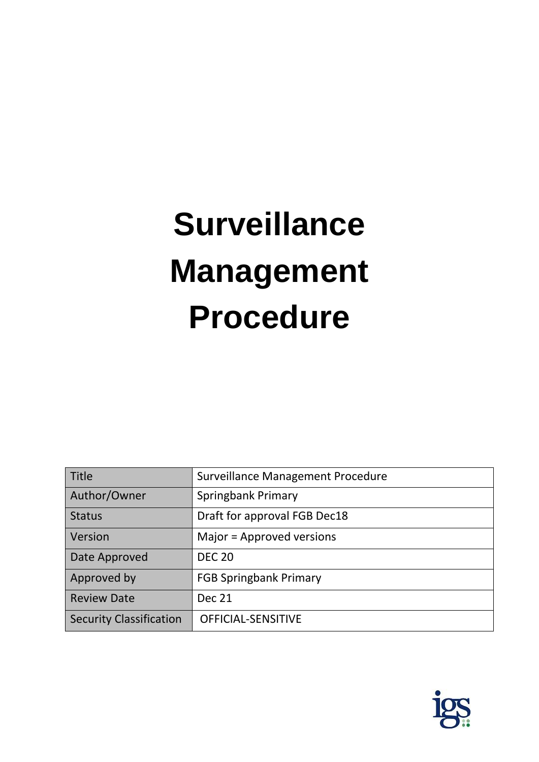# Surveillance Management Procedure

| Title | Surveillance Management Procedure |
| --- | --- |
| Author/Owner | Springbank Primary |
| Status | Draft for approval FGB Dec18 |
| Version | Major = Approved versions |
| Date Approved | DEC 20 |
| Approved by | FGB Springbank Primary |
| Review Date | Dec 21 |
| Security Classification | OFFICIAL-SENSITIVE |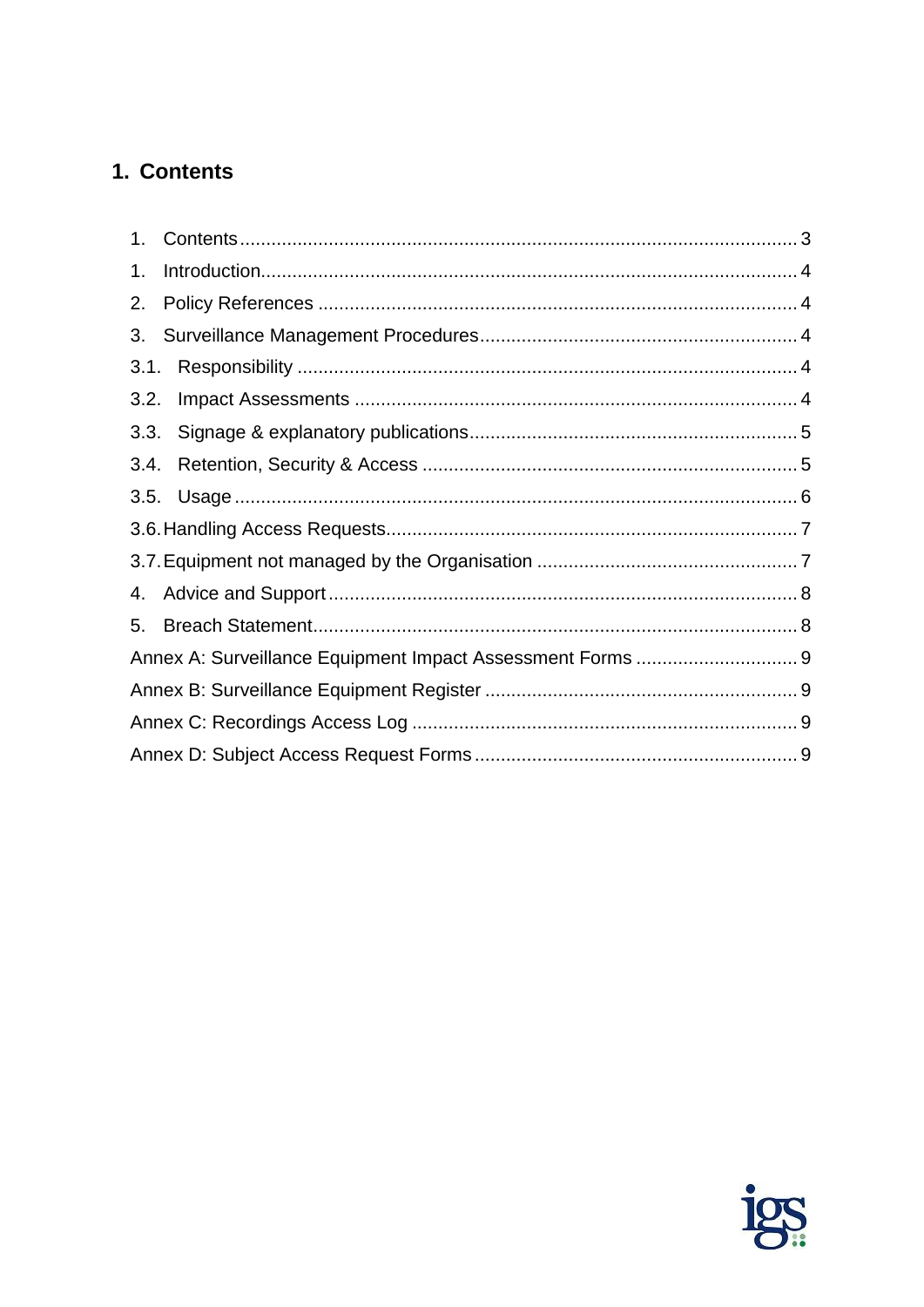## 1. Contents

1. Contents ........ 3
1. Introduction ........ 4
2. Policy References ........ 4
3. Surveillance Management Procedures ........ 4
3.1. Responsibility ........ 4
3.2. Impact Assessments ........ 4
3.3. Signage & explanatory publications ........ 5
3.4. Retention, Security & Access ........ 5
3.5. Usage ........ 6
3.6. Handling Access Requests ........ 7
3.7. Equipment not managed by the Organisation ........ 7
4. Advice and Support ........ 8
5. Breach Statement ........ 8
Annex A: Surveillance Equipment Impact Assessment Forms ........ 9
Annex B: Surveillance Equipment Register ........ 9
Annex C: Recordings Access Log ........ 9
Annex D: Subject Access Request Forms ........ 9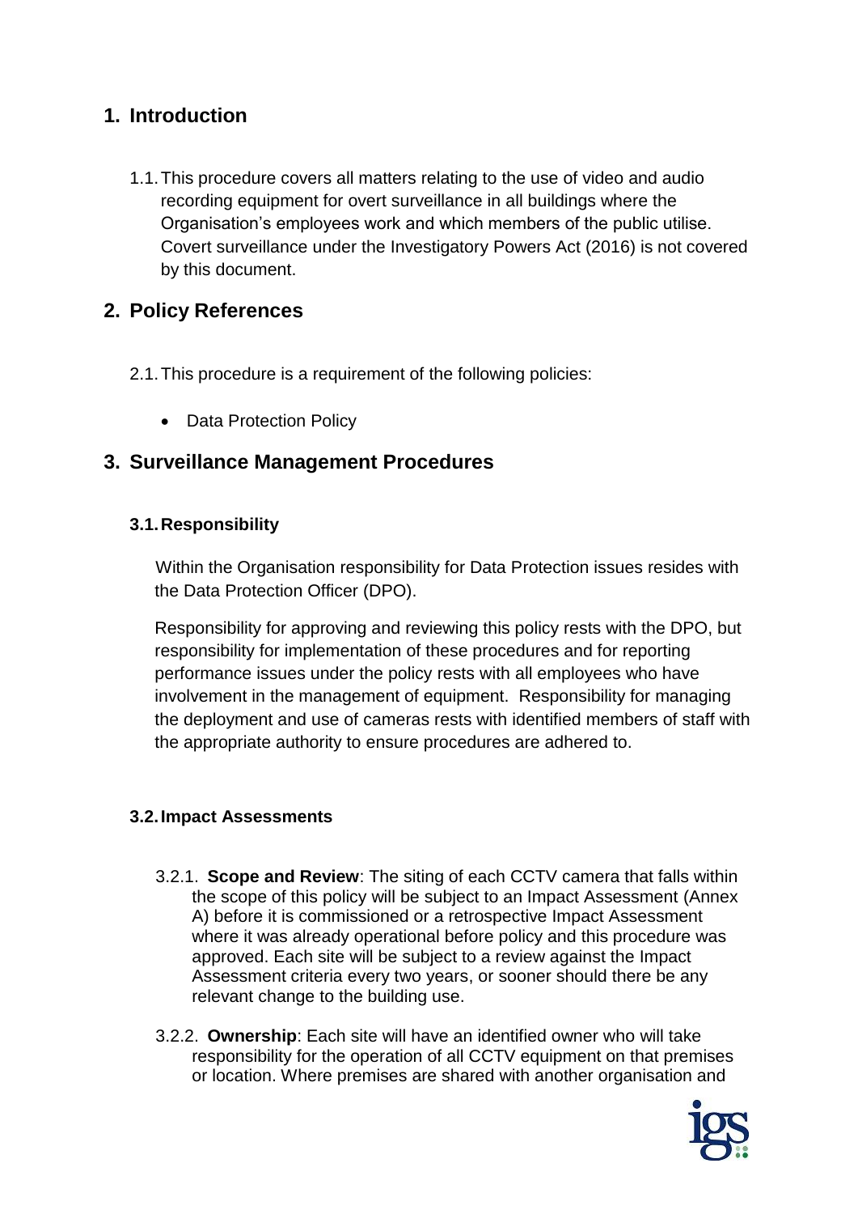## 1. Introduction

1.1. This procedure covers all matters relating to the use of video and audio recording equipment for overt surveillance in all buildings where the Organisation's employees work and which members of the public utilise. Covert surveillance under the Investigatory Powers Act (2016) is not covered by this document.

## 2. Policy References

2.1. This procedure is a requirement of the following policies:

- Data Protection Policy

## 3. Surveillance Management Procedures

### 3.1. Responsibility

Within the Organisation responsibility for Data Protection issues resides with the Data Protection Officer (DPO).

Responsibility for approving and reviewing this policy rests with the DPO, but responsibility for implementation of these procedures and for reporting performance issues under the policy rests with all employees who have involvement in the management of equipment. Responsibility for managing the deployment and use of cameras rests with identified members of staff with the appropriate authority to ensure procedures are adhered to.

### 3.2. Impact Assessments

3.2.1. **Scope and Review**: The siting of each CCTV camera that falls within the scope of this policy will be subject to an Impact Assessment (Annex A) before it is commissioned or a retrospective Impact Assessment where it was already operational before policy and this procedure was approved. Each site will be subject to a review against the Impact Assessment criteria every two years, or sooner should there be any relevant change to the building use.

3.2.2. **Ownership**: Each site will have an identified owner who will take responsibility for the operation of all CCTV equipment on that premises or location. Where premises are shared with another organisation and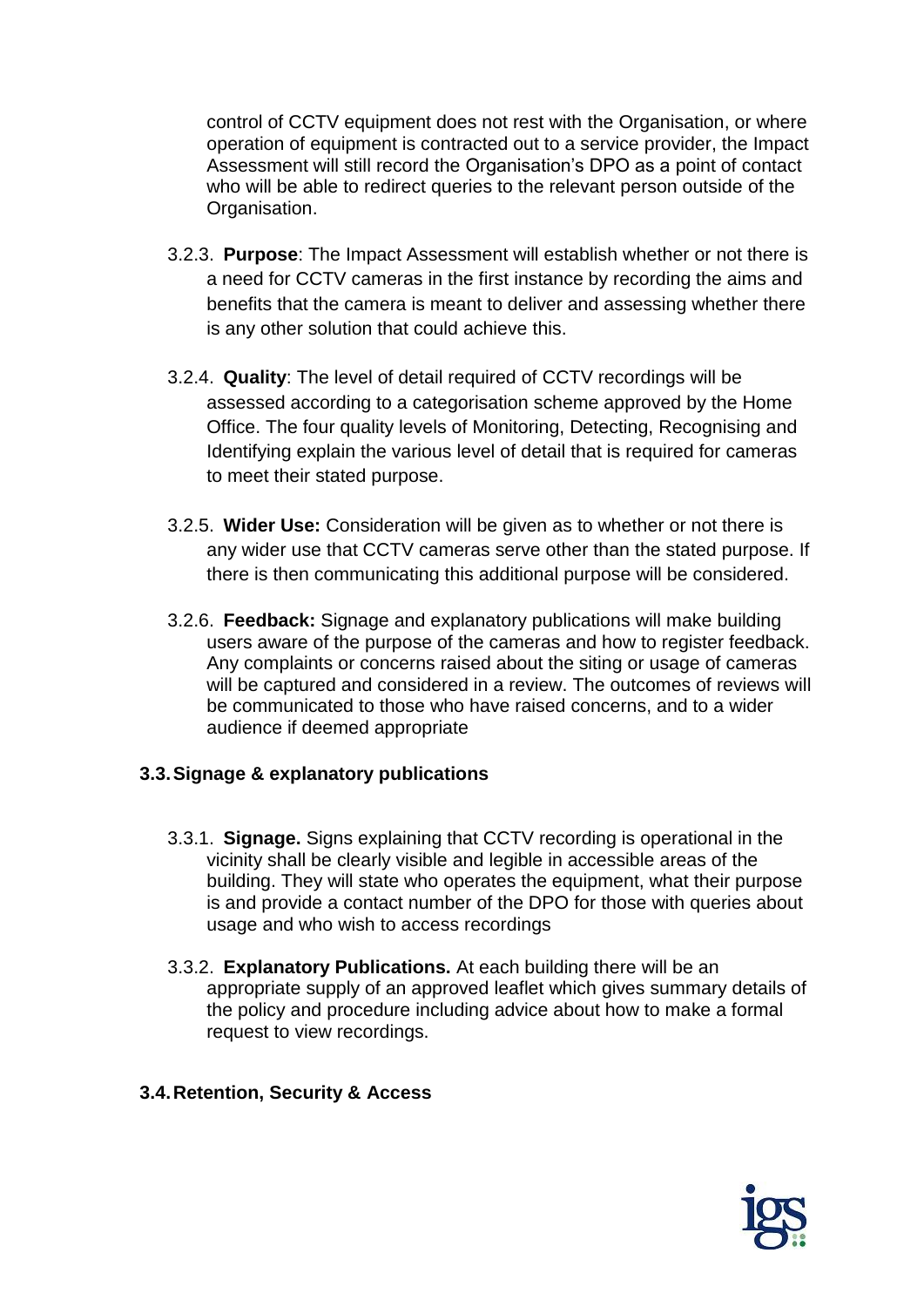control of CCTV equipment does not rest with the Organisation, or where operation of equipment is contracted out to a service provider, the Impact Assessment will still record the Organisation's DPO as a point of contact who will be able to redirect queries to the relevant person outside of the Organisation.

3.2.3. **Purpose**: The Impact Assessment will establish whether or not there is a need for CCTV cameras in the first instance by recording the aims and benefits that the camera is meant to deliver and assessing whether there is any other solution that could achieve this.

3.2.4. **Quality**: The level of detail required of CCTV recordings will be assessed according to a categorisation scheme approved by the Home Office. The four quality levels of Monitoring, Detecting, Recognising and Identifying explain the various level of detail that is required for cameras to meet their stated purpose.

3.2.5. **Wider Use:** Consideration will be given as to whether or not there is any wider use that CCTV cameras serve other than the stated purpose. If there is then communicating this additional purpose will be considered.

3.2.6. **Feedback:** Signage and explanatory publications will make building users aware of the purpose of the cameras and how to register feedback. Any complaints or concerns raised about the siting or usage of cameras will be captured and considered in a review. The outcomes of reviews will be communicated to those who have raised concerns, and to a wider audience if deemed appropriate

### 3.3. Signage & explanatory publications

3.3.1. **Signage.** Signs explaining that CCTV recording is operational in the vicinity shall be clearly visible and legible in accessible areas of the building. They will state who operates the equipment, what their purpose is and provide a contact number of the DPO for those with queries about usage and who wish to access recordings

3.3.2. **Explanatory Publications.** At each building there will be an appropriate supply of an approved leaflet which gives summary details of the policy and procedure including advice about how to make a formal request to view recordings.

### 3.4. Retention, Security & Access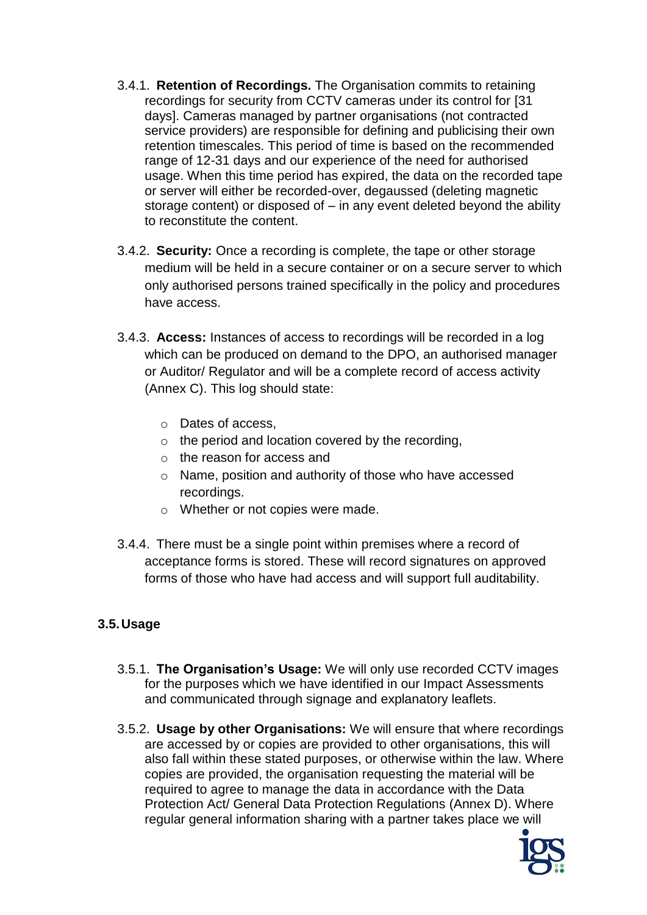3.4.1. **Retention of Recordings.** The Organisation commits to retaining recordings for security from CCTV cameras under its control for [31 days]. Cameras managed by partner organisations (not contracted service providers) are responsible for defining and publicising their own retention timescales. This period of time is based on the recommended range of 12-31 days and our experience of the need for authorised usage. When this time period has expired, the data on the recorded tape or server will either be recorded-over, degaussed (deleting magnetic storage content) or disposed of – in any event deleted beyond the ability to reconstitute the content.

3.4.2. **Security:** Once a recording is complete, the tape or other storage medium will be held in a secure container or on a secure server to which only authorised persons trained specifically in the policy and procedures have access.

3.4.3. **Access:** Instances of access to recordings will be recorded in a log which can be produced on demand to the DPO, an authorised manager or Auditor/ Regulator and will be a complete record of access activity (Annex C). This log should state:

- Dates of access,
- the period and location covered by the recording,
- the reason for access and
- Name, position and authority of those who have accessed recordings.
- Whether or not copies were made.

3.4.4. There must be a single point within premises where a record of acceptance forms is stored. These will record signatures on approved forms of those who have had access and will support full auditability.

### 3.5. Usage

3.5.1. **The Organisation's Usage:** We will only use recorded CCTV images for the purposes which we have identified in our Impact Assessments and communicated through signage and explanatory leaflets.

3.5.2. **Usage by other Organisations:** We will ensure that where recordings are accessed by or copies are provided to other organisations, this will also fall within these stated purposes, or otherwise within the law. Where copies are provided, the organisation requesting the material will be required to agree to manage the data in accordance with the Data Protection Act/ General Data Protection Regulations (Annex D). Where regular general information sharing with a partner takes place we will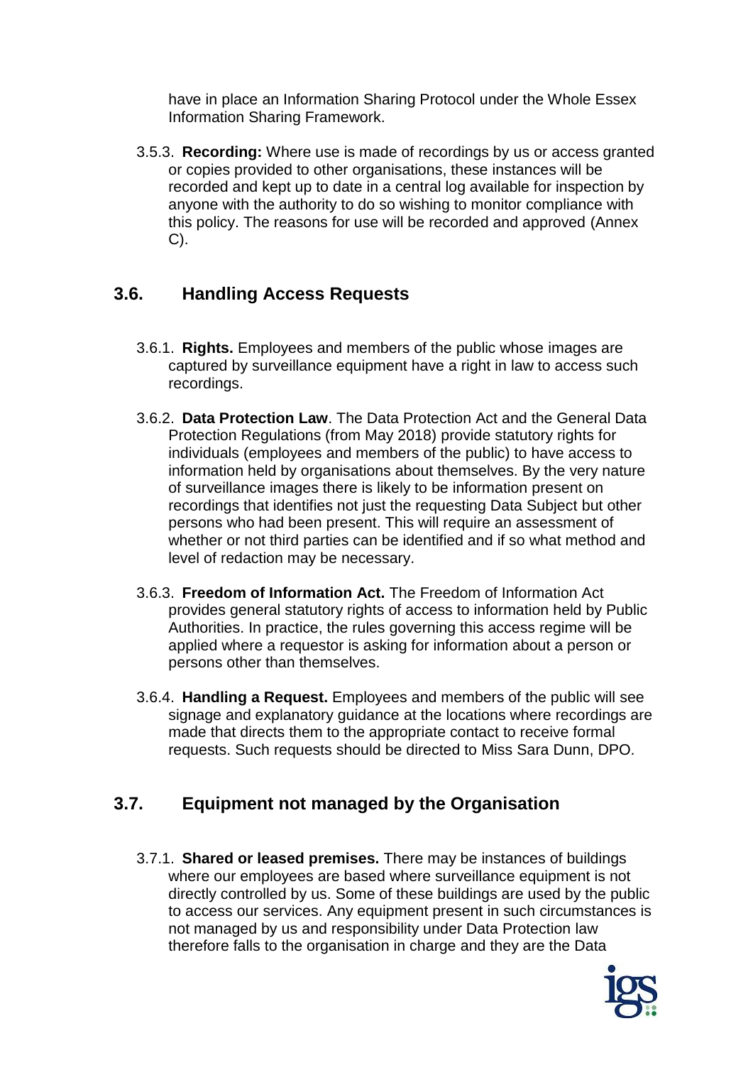have in place an Information Sharing Protocol under the Whole Essex Information Sharing Framework.

3.5.3. **Recording:** Where use is made of recordings by us or access granted or copies provided to other organisations, these instances will be recorded and kept up to date in a central log available for inspection by anyone with the authority to do so wishing to monitor compliance with this policy. The reasons for use will be recorded and approved (Annex C).

## 3.6. Handling Access Requests

3.6.1. **Rights.** Employees and members of the public whose images are captured by surveillance equipment have a right in law to access such recordings.

3.6.2. **Data Protection Law**. The Data Protection Act and the General Data Protection Regulations (from May 2018) provide statutory rights for individuals (employees and members of the public) to have access to information held by organisations about themselves. By the very nature of surveillance images there is likely to be information present on recordings that identifies not just the requesting Data Subject but other persons who had been present. This will require an assessment of whether or not third parties can be identified and if so what method and level of redaction may be necessary.

3.6.3. **Freedom of Information Act.** The Freedom of Information Act provides general statutory rights of access to information held by Public Authorities. In practice, the rules governing this access regime will be applied where a requestor is asking for information about a person or persons other than themselves.

3.6.4. **Handling a Request.** Employees and members of the public will see signage and explanatory guidance at the locations where recordings are made that directs them to the appropriate contact to receive formal requests. Such requests should be directed to Miss Sara Dunn, DPO.

## 3.7. Equipment not managed by the Organisation

3.7.1. **Shared or leased premises.** There may be instances of buildings where our employees are based where surveillance equipment is not directly controlled by us. Some of these buildings are used by the public to access our services. Any equipment present in such circumstances is not managed by us and responsibility under Data Protection law therefore falls to the organisation in charge and they are the Data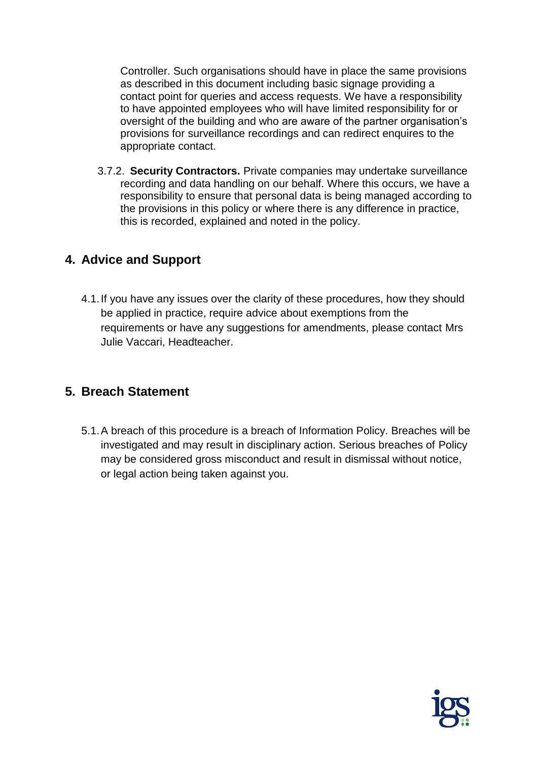Controller. Such organisations should have in place the same provisions as described in this document including basic signage providing a contact point for queries and access requests. We have a responsibility to have appointed employees who will have limited responsibility for or oversight of the building and who are aware of the partner organisation's provisions for surveillance recordings and can redirect enquires to the appropriate contact.

3.7.2. **Security Contractors.** Private companies may undertake surveillance recording and data handling on our behalf. Where this occurs, we have a responsibility to ensure that personal data is being managed according to the provisions in this policy or where there is any difference in practice, this is recorded, explained and noted in the policy.

## 4. Advice and Support

4.1. If you have any issues over the clarity of these procedures, how they should be applied in practice, require advice about exemptions from the requirements or have any suggestions for amendments, please contact Mrs Julie Vaccari, Headteacher.

## 5. Breach Statement

5.1. A breach of this procedure is a breach of Information Policy. Breaches will be investigated and may result in disciplinary action. Serious breaches of Policy may be considered gross misconduct and result in dismissal without notice, or legal action being taken against you.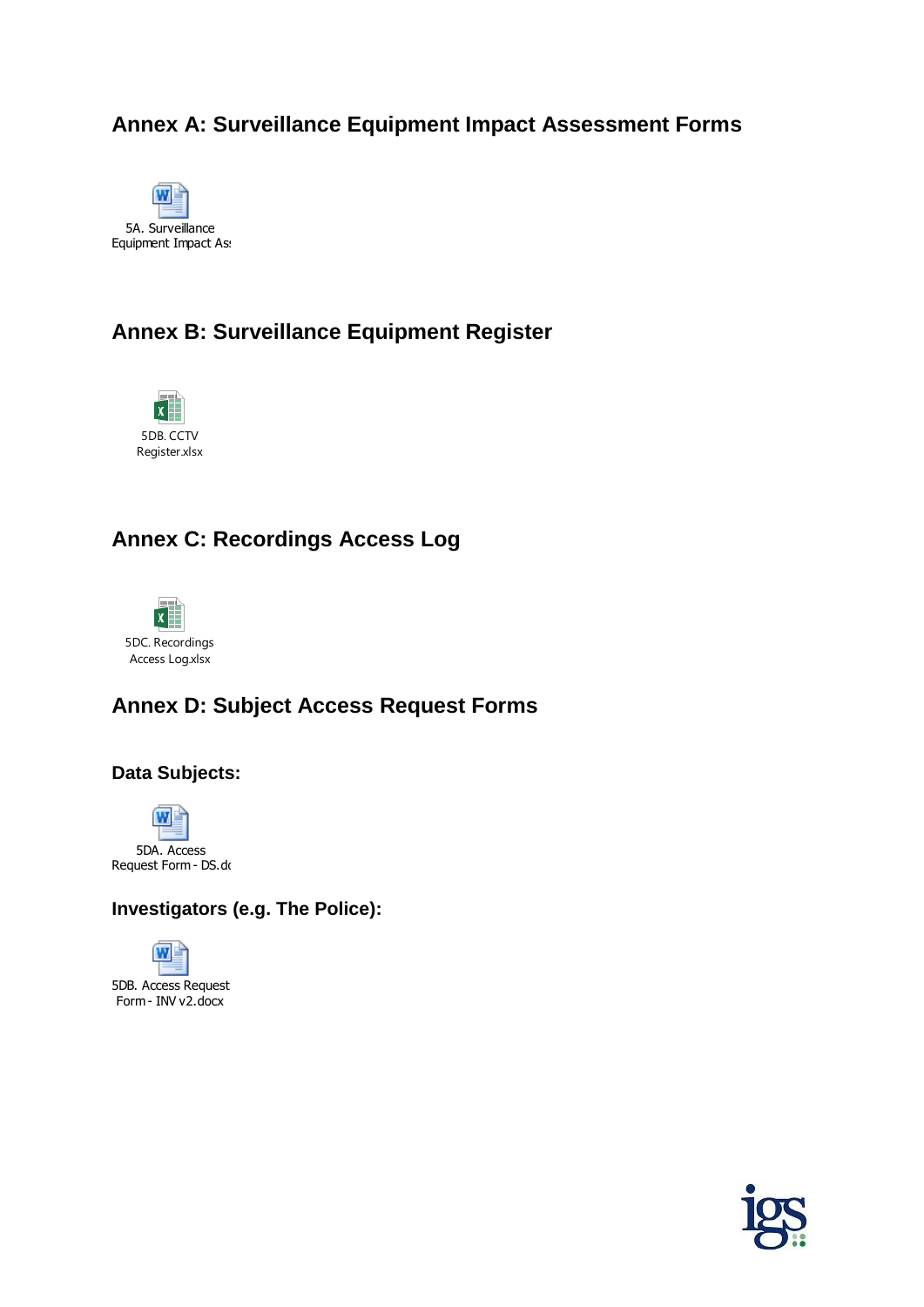## Annex A: Surveillance Equipment Impact Assessment Forms

5A. Surveillance Equipment Impact As:

## Annex B: Surveillance Equipment Register

5DB. CCTV Register.xlsx

## Annex C: Recordings Access Log

5DC. Recordings Access Log.xlsx

## Annex D: Subject Access Request Forms

### Data Subjects:

5DA. Access Request Form - DS.dc

### Investigators (e.g. The Police):

5DB. Access Request Form - INV v2.docx